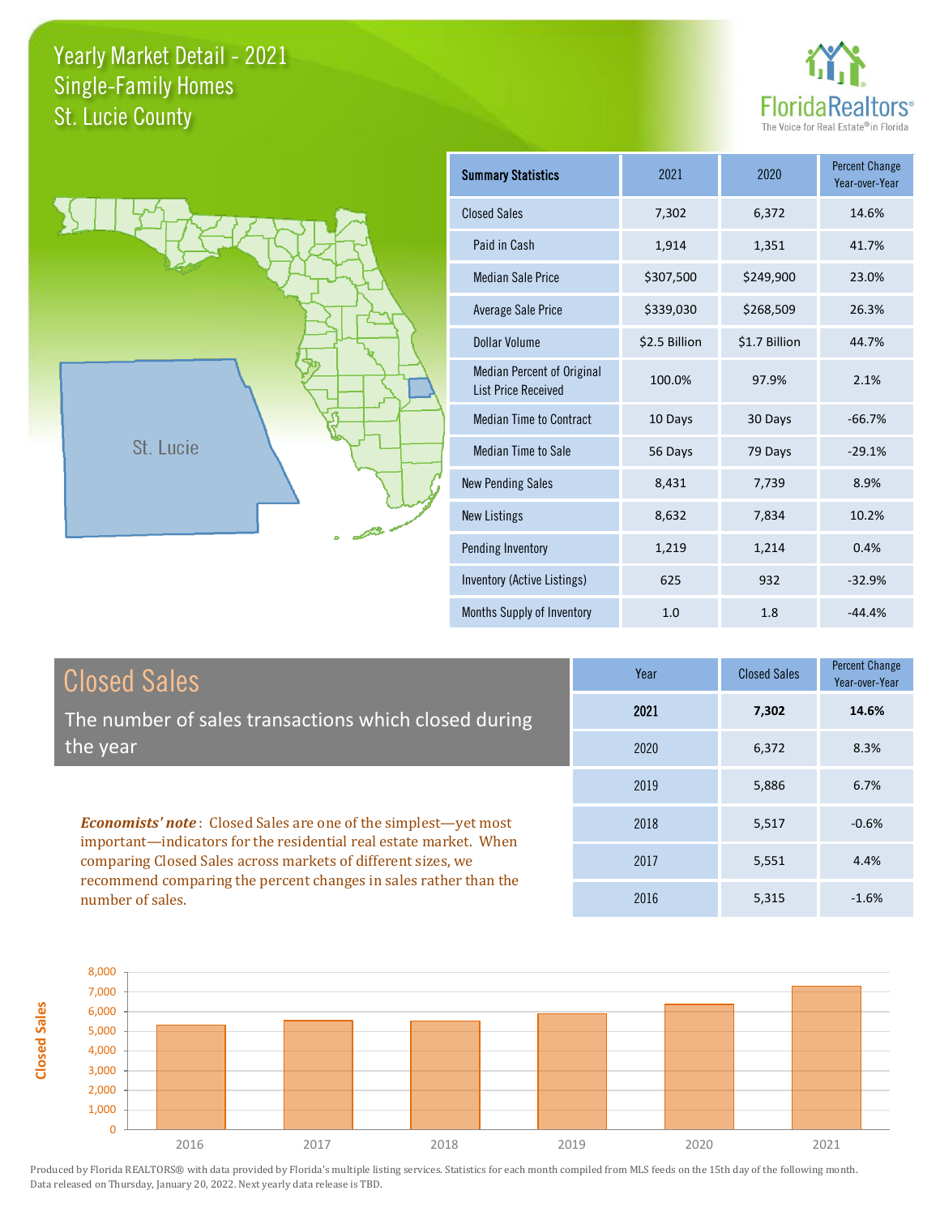# Yearly Market Detail - 2021
## Single-Family Homes
## St. Lucie County

FloridaRealtors®
The Voice for Real Estate® in Florida

St. Lucie

| Summary Statistics | 2021 | 2020 | Percent Change Year-over-Year |
|---|---|---|---|
| Closed Sales | 7,302 | 6,372 | 14.6% |
| Paid in Cash | 1,914 | 1,351 | 41.7% |
| Median Sale Price | $307,500 | $249,900 | 23.0% |
| Average Sale Price | $339,030 | $268,509 | 26.3% |
| Dollar Volume | $2.5 Billion | $1.7 Billion | 44.7% |
| Median Percent of Original List Price Received | 100.0% | 97.9% | 2.1% |
| Median Time to Contract | 10 Days | 30 Days | -66.7% |
| Median Time to Sale | 56 Days | 79 Days | -29.1% |
| New Pending Sales | 8,431 | 7,739 | 8.9% |
| New Listings | 8,632 | 7,834 | 10.2% |
| Pending Inventory | 1,219 | 1,214 | 0.4% |
| Inventory (Active Listings) | 625 | 932 | -32.9% |
| Months Supply of Inventory | 1.0 | 1.8 | -44.4% |

## Closed Sales

The number of sales transactions which closed during the year

***Economists' note***: Closed Sales are one of the simplest—yet most important—indicators for the residential real estate market. When comparing Closed Sales across markets of different sizes, we recommend comparing the percent changes in sales rather than the number of sales.

| Year | Closed Sales | Percent Change Year-over-Year |
|---|---|---|
| **2021** | **7,302** | **14.6%** |
| 2020 | 6,372 | 8.3% |
| 2019 | 5,886 | 6.7% |
| 2018 | 5,517 | -0.6% |
| 2017 | 5,551 | 4.4% |
| 2016 | 5,315 | -1.6% |

Produced by Florida REALTORS® with data provided by Florida's multiple listing services. Statistics for each month compiled from MLS feeds on the 15th day of the following month. Data released on Thursday, January 20, 2022. Next yearly data release is TBD.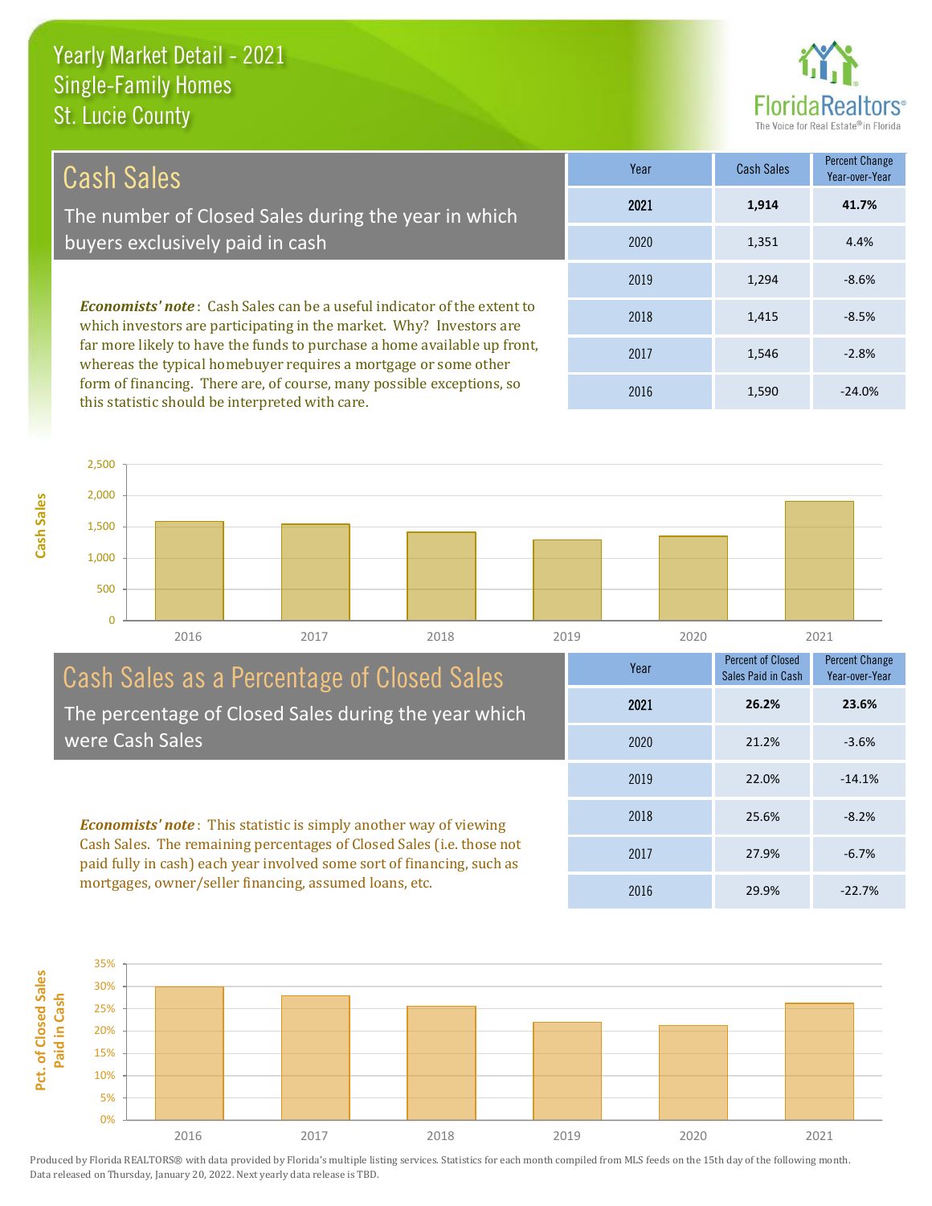# Yearly Market Detail - 2021
## Single-Family Homes
## St. Lucie County

## Cash Sales

The number of Closed Sales during the year in which buyers exclusively paid in cash

***Economists' note***: Cash Sales can be a useful indicator of the extent to which investors are participating in the market. Why? Investors are far more likely to have the funds to purchase a home available up front, whereas the typical homebuyer requires a mortgage or some other form of financing. There are, of course, many possible exceptions, so this statistic should be interpreted with care.

| Year | Cash Sales | Percent Change Year-over-Year |
|---|---|---|
| **2021** | **1,914** | **41.7%** |
| 2020 | 1,351 | 4.4% |
| 2019 | 1,294 | -8.6% |
| 2018 | 1,415 | -8.5% |
| 2017 | 1,546 | -2.8% |
| 2016 | 1,590 | -24.0% |

## Cash Sales as a Percentage of Closed Sales

The percentage of Closed Sales during the year which were Cash Sales

***Economists' note***: This statistic is simply another way of viewing Cash Sales. The remaining percentages of Closed Sales (i.e. those not paid fully in cash) each year involved some sort of financing, such as mortgages, owner/seller financing, assumed loans, etc.

| Year | Percent of Closed Sales Paid in Cash | Percent Change Year-over-Year |
|---|---|---|
| **2021** | **26.2%** | **23.6%** |
| 2020 | 21.2% | -3.6% |
| 2019 | 22.0% | -14.1% |
| 2018 | 25.6% | -8.2% |
| 2017 | 27.9% | -6.7% |
| 2016 | 29.9% | -22.7% |

Produced by Florida REALTORS® with data provided by Florida's multiple listing services. Statistics for each month compiled from MLS feeds on the 15th day of the following month. Data released on Thursday, January 20, 2022. Next yearly data release is TBD.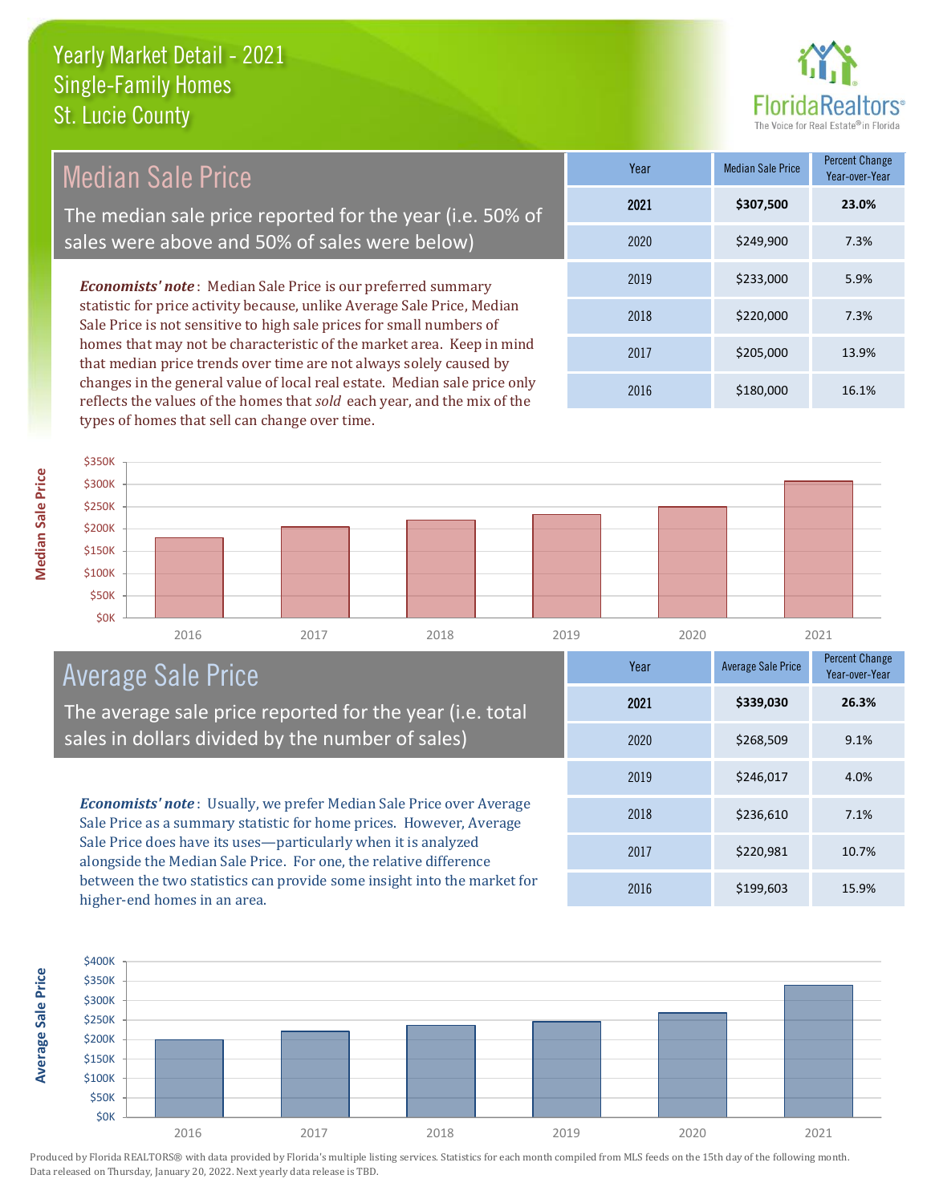# Yearly Market Detail - 2021
## Single-Family Homes
## St. Lucie County

FloridaRealtors® The Voice for Real Estate® in Florida

## Median Sale Price

The median sale price reported for the year (i.e. 50% of sales were above and 50% of sales were below)

***Economists' note***: Median Sale Price is our preferred summary statistic for price activity because, unlike Average Sale Price, Median Sale Price is not sensitive to high sale prices for small numbers of homes that may not be characteristic of the market area. Keep in mind that median price trends over time are not always solely caused by changes in the general value of local real estate. Median sale price only reflects the values of the homes that *sold* each year, and the mix of the types of homes that sell can change over time.

| Year | Median Sale Price | Percent Change Year-over-Year |
|---|---|---|
| **2021** | **$307,500** | **23.0%** |
| 2020 | $249,900 | 7.3% |
| 2019 | $233,000 | 5.9% |
| 2018 | $220,000 | 7.3% |
| 2017 | $205,000 | 13.9% |
| 2016 | $180,000 | 16.1% |

## Average Sale Price

The average sale price reported for the year (i.e. total sales in dollars divided by the number of sales)

***Economists' note***: Usually, we prefer Median Sale Price over Average Sale Price as a summary statistic for home prices. However, Average Sale Price does have its uses—particularly when it is analyzed alongside the Median Sale Price. For one, the relative difference between the two statistics can provide some insight into the market for higher-end homes in an area.

| Year | Average Sale Price | Percent Change Year-over-Year |
|---|---|---|
| **2021** | **$339,030** | **26.3%** |
| 2020 | $268,509 | 9.1% |
| 2019 | $246,017 | 4.0% |
| 2018 | $236,610 | 7.1% |
| 2017 | $220,981 | 10.7% |
| 2016 | $199,603 | 15.9% |

Produced by Florida REALTORS® with data provided by Florida's multiple listing services. Statistics for each month compiled from MLS feeds on the 15th day of the following month. Data released on Thursday, January 20, 2022. Next yearly data release is TBD.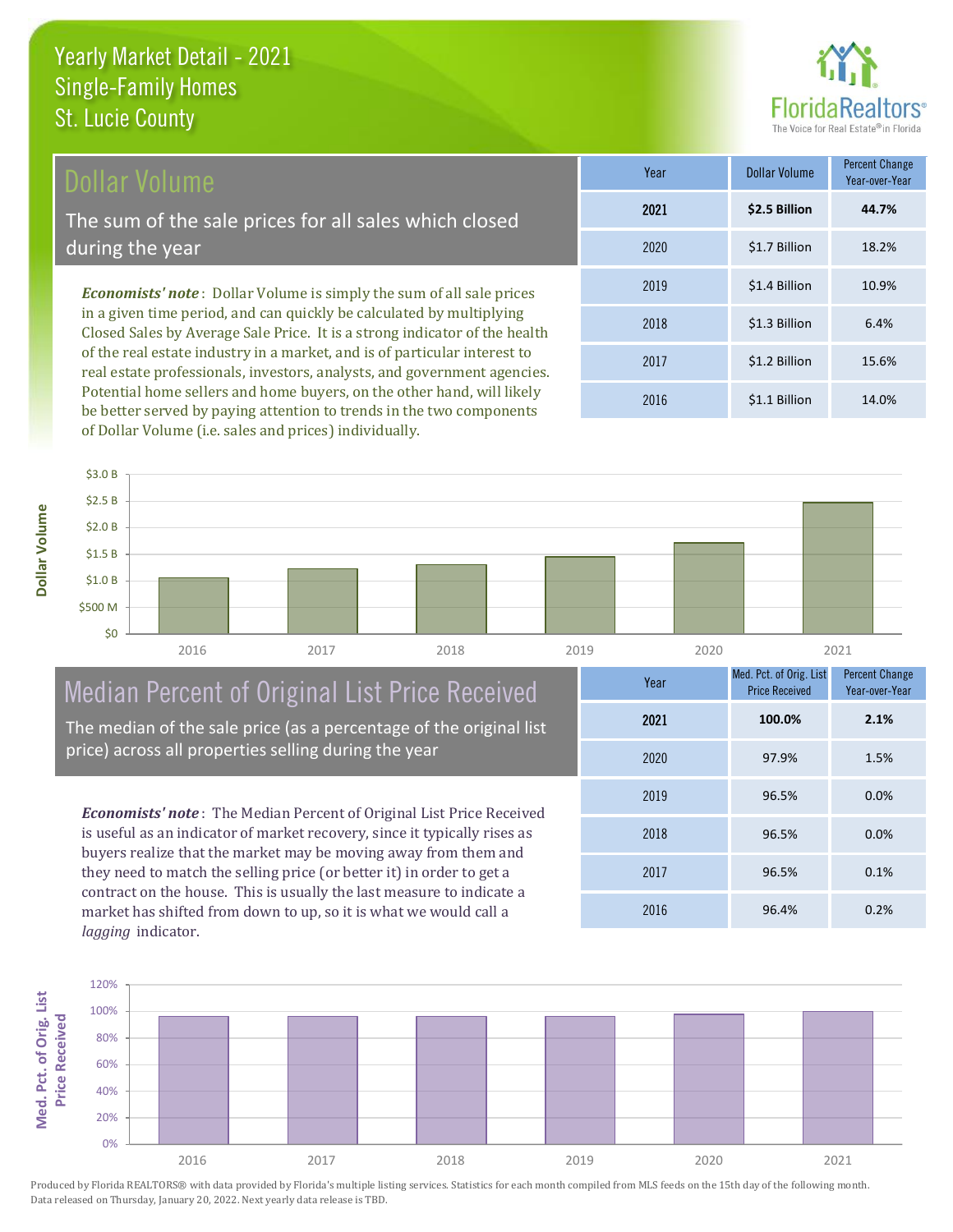# Yearly Market Detail - 2021
## Single-Family Homes
## St. Lucie County

FloridaRealtors® The Voice for Real Estate® in Florida

## Dollar Volume

The sum of the sale prices for all sales which closed during the year

*Economists' note*: Dollar Volume is simply the sum of all sale prices in a given time period, and can quickly be calculated by multiplying Closed Sales by Average Sale Price. It is a strong indicator of the health of the real estate industry in a market, and is of particular interest to real estate professionals, investors, analysts, and government agencies. Potential home sellers and home buyers, on the other hand, will likely be better served by paying attention to trends in the two components of Dollar Volume (i.e. sales and prices) individually.

| Year | Dollar Volume | Percent Change Year-over-Year |
|---|---|---|
| **2021** | **$2.5 Billion** | **44.7%** |
| 2020 | $1.7 Billion | 18.2% |
| 2019 | $1.4 Billion | 10.9% |
| 2018 | $1.3 Billion | 6.4% |
| 2017 | $1.2 Billion | 15.6% |
| 2016 | $1.1 Billion | 14.0% |

## Median Percent of Original List Price Received

The median of the sale price (as a percentage of the original list price) across all properties selling during the year

*Economists' note*: The Median Percent of Original List Price Received is useful as an indicator of market recovery, since it typically rises as buyers realize that the market may be moving away from them and they need to match the selling price (or better it) in order to get a contract on the house. This is usually the last measure to indicate a market has shifted from down to up, so it is what we would call a *lagging* indicator.

| Year | Med. Pct. of Orig. List Price Received | Percent Change Year-over-Year |
|---|---|---|
| **2021** | **100.0%** | **2.1%** |
| 2020 | 97.9% | 1.5% |
| 2019 | 96.5% | 0.0% |
| 2018 | 96.5% | 0.0% |
| 2017 | 96.5% | 0.1% |
| 2016 | 96.4% | 0.2% |

Produced by Florida REALTORS® with data provided by Florida's multiple listing services. Statistics for each month compiled from MLS feeds on the 15th day of the following month. Data released on Thursday, January 20, 2022. Next yearly data release is TBD.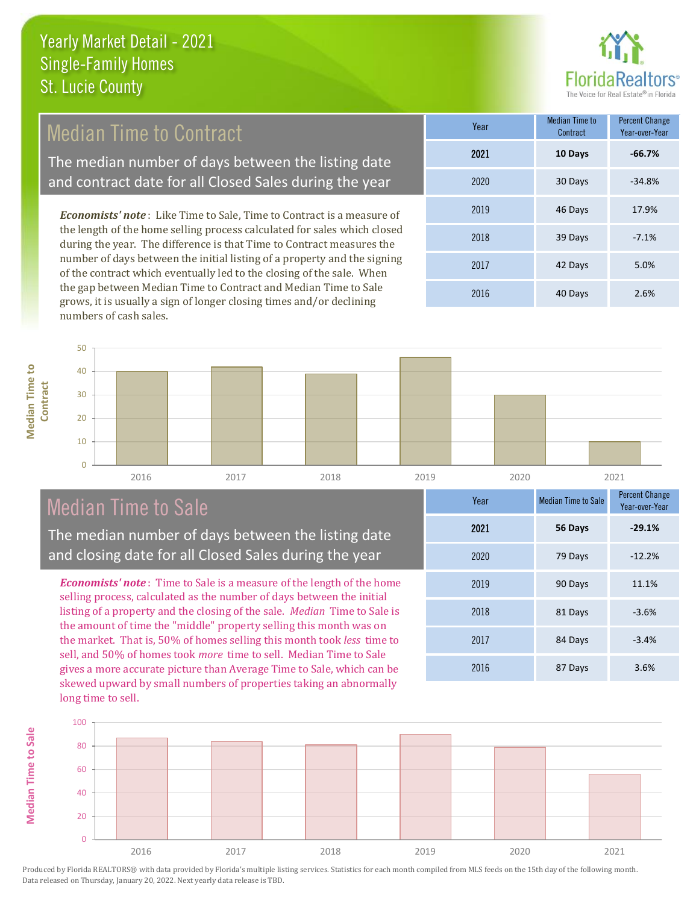# Yearly Market Detail - 2021
## Single-Family Homes
## St. Lucie County

## Median Time to Contract

The median number of days between the listing date and contract date for all Closed Sales during the year

*Economists' note*: Like Time to Sale, Time to Contract is a measure of the length of the home selling process calculated for sales which closed during the year. The difference is that Time to Contract measures the number of days between the initial listing of a property and the signing of the contract which eventually led to the closing of the sale. When the gap between Median Time to Contract and Median Time to Sale grows, it is usually a sign of longer closing times and/or declining numbers of cash sales.

| Year | Median Time to Contract | Percent Change Year-over-Year |
|---|---|---|
| **2021** | **10 Days** | **-66.7%** |
| 2020 | 30 Days | -34.8% |
| 2019 | 46 Days | 17.9% |
| 2018 | 39 Days | -7.1% |
| 2017 | 42 Days | 5.0% |
| 2016 | 40 Days | 2.6% |

## Median Time to Sale

The median number of days between the listing date and closing date for all Closed Sales during the year

*Economists' note*: Time to Sale is a measure of the length of the home selling process, calculated as the number of days between the initial listing of a property and the closing of the sale. *Median* Time to Sale is the amount of time the "middle" property selling this month was on the market. That is, 50% of homes selling this month took *less* time to sell, and 50% of homes took *more* time to sell. Median Time to Sale gives a more accurate picture than Average Time to Sale, which can be skewed upward by small numbers of properties taking an abnormally long time to sell.

| Year | Median Time to Sale | Percent Change Year-over-Year |
|---|---|---|
| **2021** | **56 Days** | **-29.1%** |
| 2020 | 79 Days | -12.2% |
| 2019 | 90 Days | 11.1% |
| 2018 | 81 Days | -3.6% |
| 2017 | 84 Days | -3.4% |
| 2016 | 87 Days | 3.6% |

Produced by Florida REALTORS® with data provided by Florida's multiple listing services. Statistics for each month compiled from MLS feeds on the 15th day of the following month. Data released on Thursday, January 20, 2022. Next yearly data release is TBD.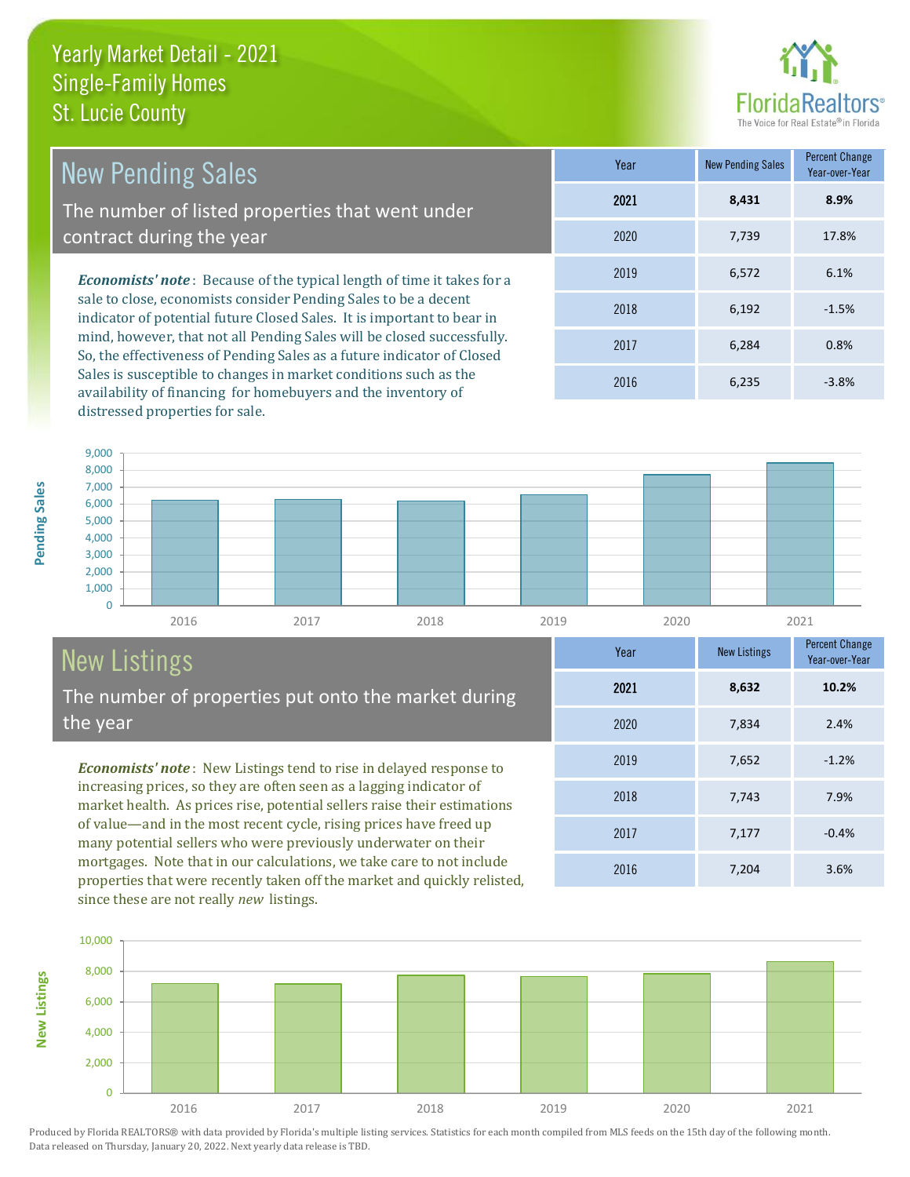# Yearly Market Detail - 2021
## Single-Family Homes
## St. Lucie County

## New Pending Sales

The number of listed properties that went under contract during the year

***Economists' note***: Because of the typical length of time it takes for a sale to close, economists consider Pending Sales to be a decent indicator of potential future Closed Sales. It is important to bear in mind, however, that not all Pending Sales will be closed successfully. So, the effectiveness of Pending Sales as a future indicator of Closed Sales is susceptible to changes in market conditions such as the availability of financing for homebuyers and the inventory of distressed properties for sale.

| Year | New Pending Sales | Percent Change Year-over-Year |
|---|---|---|
| **2021** | **8,431** | **8.9%** |
| 2020 | 7,739 | 17.8% |
| 2019 | 6,572 | 6.1% |
| 2018 | 6,192 | -1.5% |
| 2017 | 6,284 | 0.8% |
| 2016 | 6,235 | -3.8% |

## New Listings

The number of properties put onto the market during the year

***Economists' note***: New Listings tend to rise in delayed response to increasing prices, so they are often seen as a lagging indicator of market health. As prices rise, potential sellers raise their estimations of value—and in the most recent cycle, rising prices have freed up many potential sellers who were previously underwater on their mortgages. Note that in our calculations, we take care to not include properties that were recently taken off the market and quickly relisted, since these are not really *new* listings.

| Year | New Listings | Percent Change Year-over-Year |
|---|---|---|
| **2021** | **8,632** | **10.2%** |
| 2020 | 7,834 | 2.4% |
| 2019 | 7,652 | -1.2% |
| 2018 | 7,743 | 7.9% |
| 2017 | 7,177 | -0.4% |
| 2016 | 7,204 | 3.6% |

Produced by Florida REALTORS® with data provided by Florida's multiple listing services. Statistics for each month compiled from MLS feeds on the 15th day of the following month. Data released on Thursday, January 20, 2022. Next yearly data release is TBD.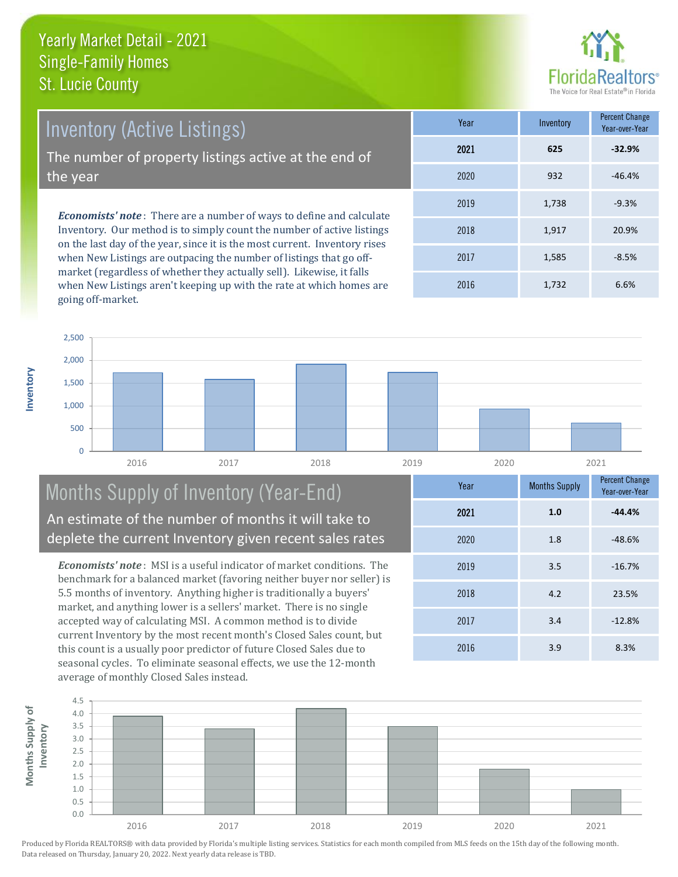# Yearly Market Detail - 2021
## Single-Family Homes
## St. Lucie County

## Inventory (Active Listings)

The number of property listings active at the end of the year

***Economists' note***: There are a number of ways to define and calculate Inventory. Our method is to simply count the number of active listings on the last day of the year, since it is the most current. Inventory rises when New Listings are outpacing the number of listings that go off-market (regardless of whether they actually sell). Likewise, it falls when New Listings aren't keeping up with the rate at which homes are going off-market.

| Year | Inventory | Percent Change Year-over-Year |
|---|---|---|
| **2021** | **625** | **-32.9%** |
| 2020 | 932 | -46.4% |
| 2019 | 1,738 | -9.3% |
| 2018 | 1,917 | 20.9% |
| 2017 | 1,585 | -8.5% |
| 2016 | 1,732 | 6.6% |

## Months Supply of Inventory (Year-End)

An estimate of the number of months it will take to deplete the current Inventory given recent sales rates

***Economists' note***: MSI is a useful indicator of market conditions. The benchmark for a balanced market (favoring neither buyer nor seller) is 5.5 months of inventory. Anything higher is traditionally a buyers' market, and anything lower is a sellers' market. There is no single accepted way of calculating MSI. A common method is to divide current Inventory by the most recent month's Closed Sales count, but this count is a usually poor predictor of future Closed Sales due to seasonal cycles. To eliminate seasonal effects, we use the 12-month average of monthly Closed Sales instead.

| Year | Months Supply | Percent Change Year-over-Year |
|---|---|---|
| **2021** | **1.0** | **-44.4%** |
| 2020 | 1.8 | -48.6% |
| 2019 | 3.5 | -16.7% |
| 2018 | 4.2 | 23.5% |
| 2017 | 3.4 | -12.8% |
| 2016 | 3.9 | 8.3% |

Produced by Florida REALTORS® with data provided by Florida's multiple listing services. Statistics for each month compiled from MLS feeds on the 15th day of the following month. Data released on Thursday, January 20, 2022. Next yearly data release is TBD.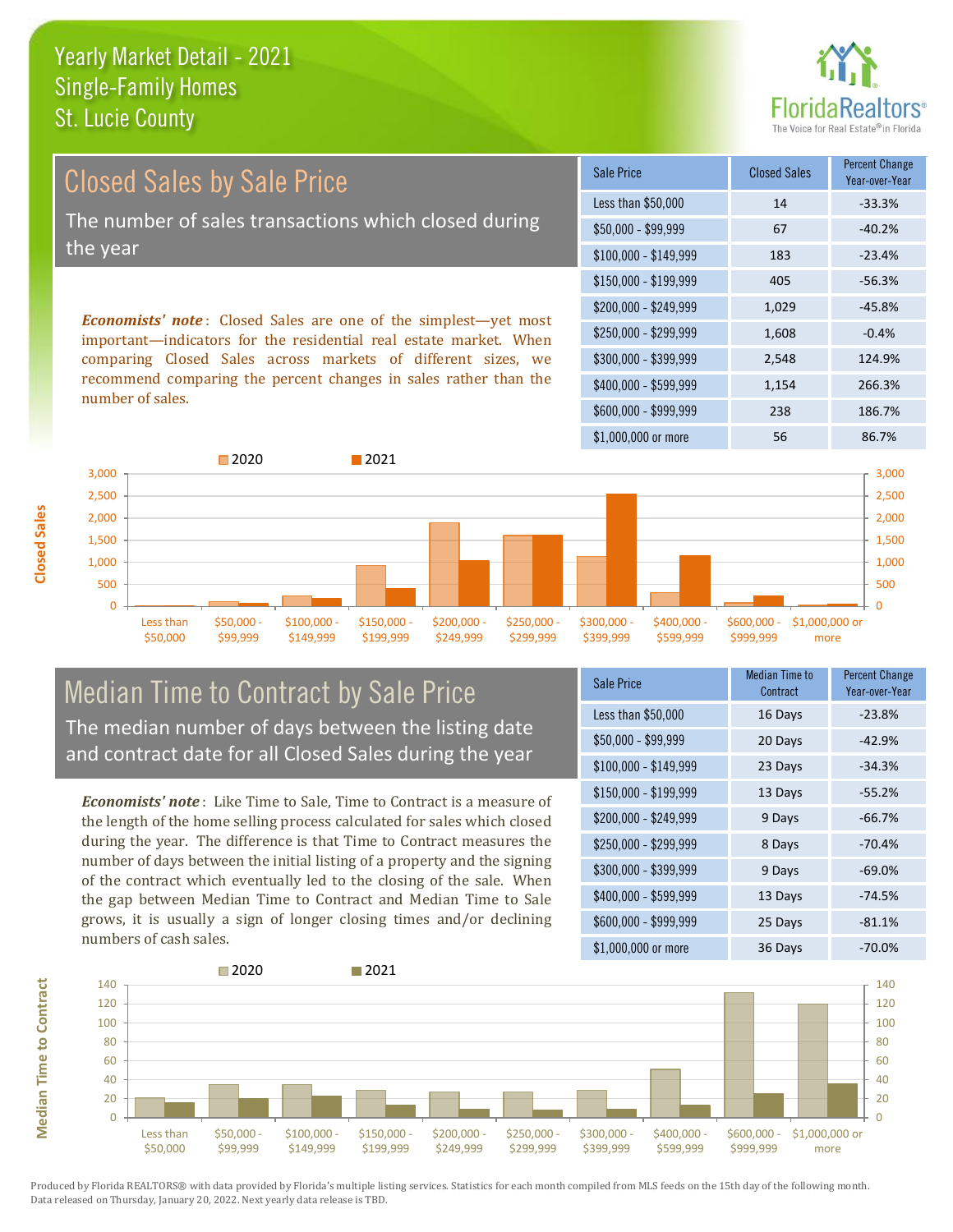# Yearly Market Detail - 2021
## Single-Family Homes
## St. Lucie County

## Closed Sales by Sale Price

The number of sales transactions which closed during the year

***Economists' note***: Closed Sales are one of the simplest—yet most important—indicators for the residential real estate market. When comparing Closed Sales across markets of different sizes, we recommend comparing the percent changes in sales rather than the number of sales.

| Sale Price | Closed Sales | Percent Change Year-over-Year |
|---|---|---|
| Less than $50,000 | 14 | -33.3% |
| $50,000 - $99,999 | 67 | -40.2% |
| $100,000 - $149,999 | 183 | -23.4% |
| $150,000 - $199,999 | 405 | -56.3% |
| $200,000 - $249,999 | 1,029 | -45.8% |
| $250,000 - $299,999 | 1,608 | -0.4% |
| $300,000 - $399,999 | 2,548 | 124.9% |
| $400,000 - $599,999 | 1,154 | 266.3% |
| $600,000 - $999,999 | 238 | 186.7% |
| $1,000,000 or more | 56 | 86.7% |

## Median Time to Contract by Sale Price

The median number of days between the listing date and contract date for all Closed Sales during the year

***Economists' note***: Like Time to Sale, Time to Contract is a measure of the length of the home selling process calculated for sales which closed during the year. The difference is that Time to Contract measures the number of days between the initial listing of a property and the signing of the contract which eventually led to the closing of the sale. When the gap between Median Time to Contract and Median Time to Sale grows, it is usually a sign of longer closing times and/or declining numbers of cash sales.

| Sale Price | Median Time to Contract | Percent Change Year-over-Year |
|---|---|---|
| Less than $50,000 | 16 Days | -23.8% |
| $50,000 - $99,999 | 20 Days | -42.9% |
| $100,000 - $149,999 | 23 Days | -34.3% |
| $150,000 - $199,999 | 13 Days | -55.2% |
| $200,000 - $249,999 | 9 Days | -66.7% |
| $250,000 - $299,999 | 8 Days | -70.4% |
| $300,000 - $399,999 | 9 Days | -69.0% |
| $400,000 - $599,999 | 13 Days | -74.5% |
| $600,000 - $999,999 | 25 Days | -81.1% |
| $1,000,000 or more | 36 Days | -70.0% |

Produced by Florida REALTORS® with data provided by Florida's multiple listing services. Statistics for each month compiled from MLS feeds on the 15th day of the following month. Data released on Thursday, January 20, 2022. Next yearly data release is TBD.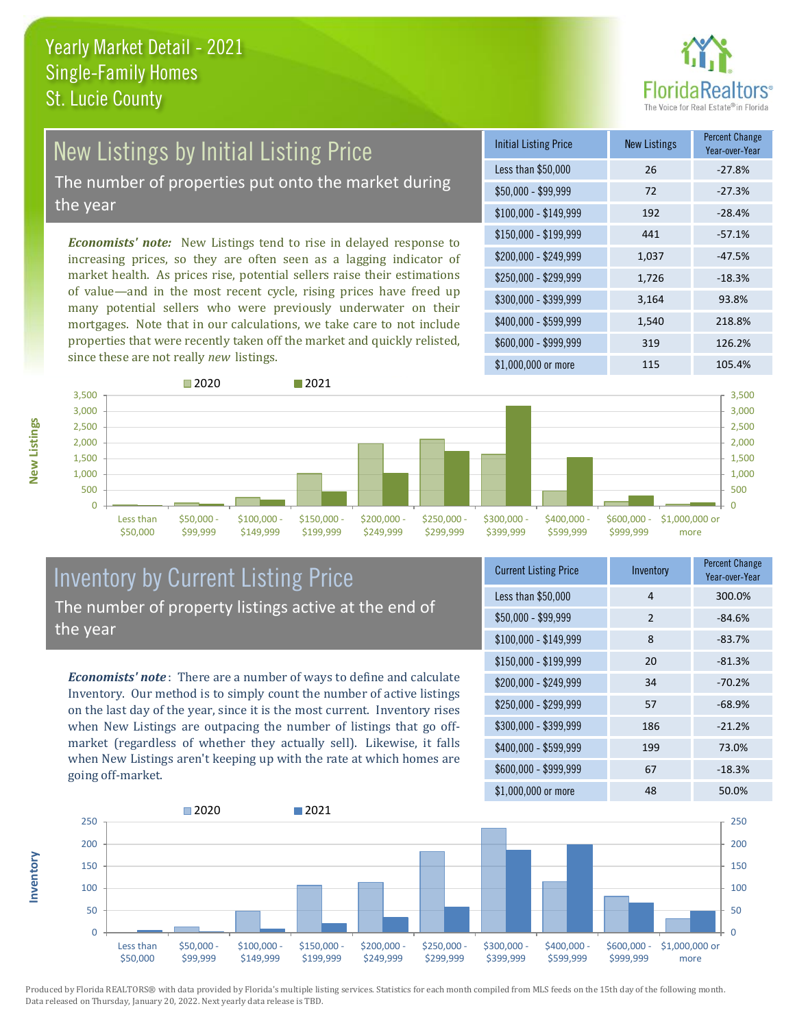# Yearly Market Detail - 2021
## Single-Family Homes
## St. Lucie County

## New Listings by Initial Listing Price

The number of properties put onto the market during the year

*Economists' note:* New Listings tend to rise in delayed response to increasing prices, so they are often seen as a lagging indicator of market health. As prices rise, potential sellers raise their estimations of value—and in the most recent cycle, rising prices have freed up many potential sellers who were previously underwater on their mortgages. Note that in our calculations, we take care to not include properties that were recently taken off the market and quickly relisted, since these are not really *new* listings.

| Initial Listing Price | New Listings | Percent Change Year-over-Year |
|---|---|---|
| Less than $50,000 | 26 | -27.8% |
| $50,000 - $99,999 | 72 | -27.3% |
| $100,000 - $149,999 | 192 | -28.4% |
| $150,000 - $199,999 | 441 | -57.1% |
| $200,000 - $249,999 | 1,037 | -47.5% |
| $250,000 - $299,999 | 1,726 | -18.3% |
| $300,000 - $399,999 | 3,164 | 93.8% |
| $400,000 - $599,999 | 1,540 | 218.8% |
| $600,000 - $999,999 | 319 | 126.2% |
| $1,000,000 or more | 115 | 105.4% |

## Inventory by Current Listing Price

The number of property listings active at the end of the year

*Economists' note*: There are a number of ways to define and calculate Inventory. Our method is to simply count the number of active listings on the last day of the year, since it is the most current. Inventory rises when New Listings are outpacing the number of listings that go off-market (regardless of whether they actually sell). Likewise, it falls when New Listings aren't keeping up with the rate at which homes are going off-market.

| Current Listing Price | Inventory | Percent Change Year-over-Year |
|---|---|---|
| Less than $50,000 | 4 | 300.0% |
| $50,000 - $99,999 | 2 | -84.6% |
| $100,000 - $149,999 | 8 | -83.7% |
| $150,000 - $199,999 | 20 | -81.3% |
| $200,000 - $249,999 | 34 | -70.2% |
| $250,000 - $299,999 | 57 | -68.9% |
| $300,000 - $399,999 | 186 | -21.2% |
| $400,000 - $599,999 | 199 | 73.0% |
| $600,000 - $999,999 | 67 | -18.3% |
| $1,000,000 or more | 48 | 50.0% |

Produced by Florida REALTORS® with data provided by Florida's multiple listing services. Statistics for each month compiled from MLS feeds on the 15th day of the following month. Data released on Thursday, January 20, 2022. Next yearly data release is TBD.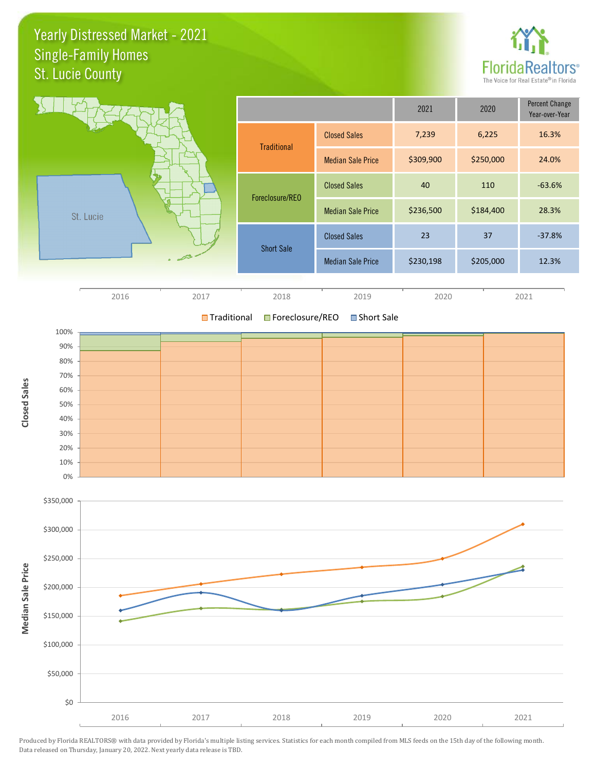# Yearly Distressed Market - 2021
## Single-Family Homes
## St. Lucie County

FloridaRealtors®
The Voice for Real Estate® in Florida

St. Lucie

| | | 2021 | 2020 | Percent Change Year-over-Year |
|---|---|---|---|---|
| Traditional | Closed Sales | 7,239 | 6,225 | 16.3% |
| | Median Sale Price | $309,900 | $250,000 | 24.0% |
| Foreclosure/REO | Closed Sales | 40 | 110 | -63.6% |
| | Median Sale Price | $236,500 | $184,400 | 28.3% |
| Short Sale | Closed Sales | 23 | 37 | -37.8% |
| | Median Sale Price | $230,198 | $205,000 | 12.3% |

2016 2017 2018 2019 2020 2021

Traditional Foreclosure/REO Short Sale

Closed Sales

100% 90% 80% 70% 60% 50% 40% 30% 20% 10% 0%

Median Sale Price

$350,000 $300,000 $250,000 $200,000 $150,000 $100,000 $50,000 $0

2016 2017 2018 2019 2020 2021

Produced by Florida REALTORS® with data provided by Florida's multiple listing services. Statistics for each month compiled from MLS feeds on the 15th day of the following month. Data released on Thursday, January 20, 2022. Next yearly data release is TBD.